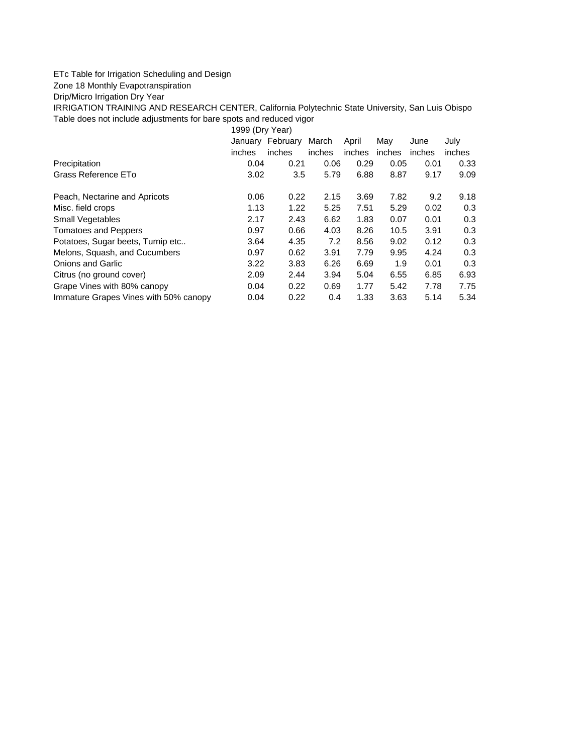ETc Table for Irrigation Scheduling and Design

Zone 18 Monthly Evapotranspiration

Drip/Micro Irrigation Dry Year

IRRIGATION TRAINING AND RESEARCH CENTER, California Polytechnic State University, San Luis Obispo

Table does not include adjustments for bare spots and reduced vigor

| | 1999 (Dry Year) | | | | | | |
|---|---|---|---|---|---|---|---|
| | January | February | March | April | May | June | July |
| | inches | inches | inches | inches | inches | inches | inches |
| Precipitation | 0.04 | 0.21 | 0.06 | 0.29 | 0.05 | 0.01 | 0.33 |
| Grass Reference ETo | 3.02 | 3.5 | 5.79 | 6.88 | 8.87 | 9.17 | 9.09 |
| | | | | | | | |
| Peach, Nectarine and Apricots | 0.06 | 0.22 | 2.15 | 3.69 | 7.82 | 9.2 | 9.18 |
| Misc. field crops | 1.13 | 1.22 | 5.25 | 7.51 | 5.29 | 0.02 | 0.3 |
| Small Vegetables | 2.17 | 2.43 | 6.62 | 1.83 | 0.07 | 0.01 | 0.3 |
| Tomatoes and Peppers | 0.97 | 0.66 | 4.03 | 8.26 | 10.5 | 3.91 | 0.3 |
| Potatoes, Sugar beets, Turnip etc.. | 3.64 | 4.35 | 7.2 | 8.56 | 9.02 | 0.12 | 0.3 |
| Melons, Squash, and Cucumbers | 0.97 | 0.62 | 3.91 | 7.79 | 9.95 | 4.24 | 0.3 |
| Onions and Garlic | 3.22 | 3.83 | 6.26 | 6.69 | 1.9 | 0.01 | 0.3 |
| Citrus (no ground cover) | 2.09 | 2.44 | 3.94 | 5.04 | 6.55 | 6.85 | 6.93 |
| Grape Vines with 80% canopy | 0.04 | 0.22 | 0.69 | 1.77 | 5.42 | 7.78 | 7.75 |
| Immature Grapes Vines with 50% canopy | 0.04 | 0.22 | 0.4 | 1.33 | 3.63 | 5.14 | 5.34 |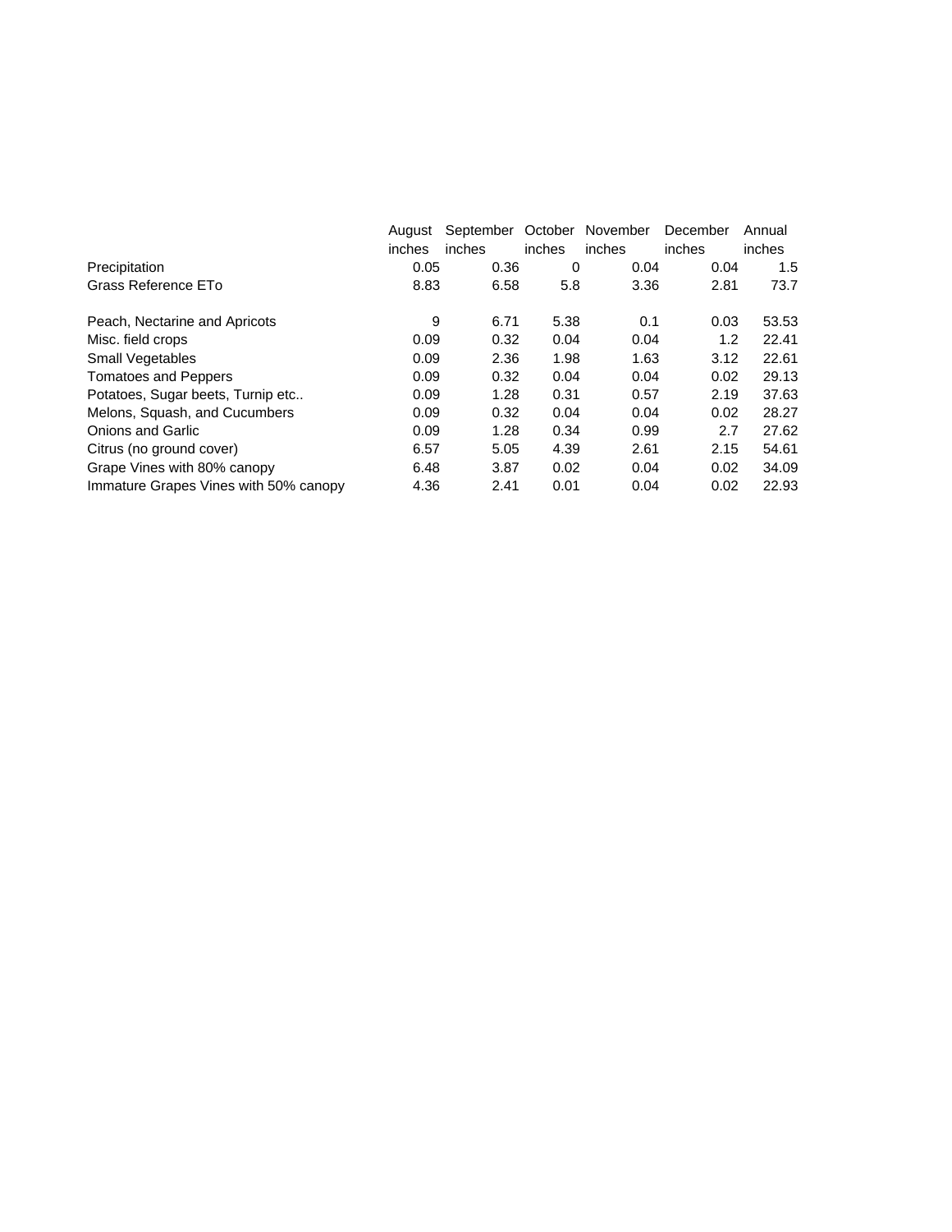| | August inches | September inches | October inches | November inches | December inches | Annual inches |
|---|---|---|---|---|---|---|
| Precipitation | 0.05 | 0.36 | 0 | 0.04 | 0.04 | 1.5 |
| Grass Reference ETo | 8.83 | 6.58 | 5.8 | 3.36 | 2.81 | 73.7 |
| | | | | | | |
| Peach, Nectarine and Apricots | 9 | 6.71 | 5.38 | 0.1 | 0.03 | 53.53 |
| Misc. field crops | 0.09 | 0.32 | 0.04 | 0.04 | 1.2 | 22.41 |
| Small Vegetables | 0.09 | 2.36 | 1.98 | 1.63 | 3.12 | 22.61 |
| Tomatoes and Peppers | 0.09 | 0.32 | 0.04 | 0.04 | 0.02 | 29.13 |
| Potatoes, Sugar beets, Turnip etc.. | 0.09 | 1.28 | 0.31 | 0.57 | 2.19 | 37.63 |
| Melons, Squash, and Cucumbers | 0.09 | 0.32 | 0.04 | 0.04 | 0.02 | 28.27 |
| Onions and Garlic | 0.09 | 1.28 | 0.34 | 0.99 | 2.7 | 27.62 |
| Citrus (no ground cover) | 6.57 | 5.05 | 4.39 | 2.61 | 2.15 | 54.61 |
| Grape Vines with 80% canopy | 6.48 | 3.87 | 0.02 | 0.04 | 0.02 | 34.09 |
| Immature Grapes Vines with 50% canopy | 4.36 | 2.41 | 0.01 | 0.04 | 0.02 | 22.93 |